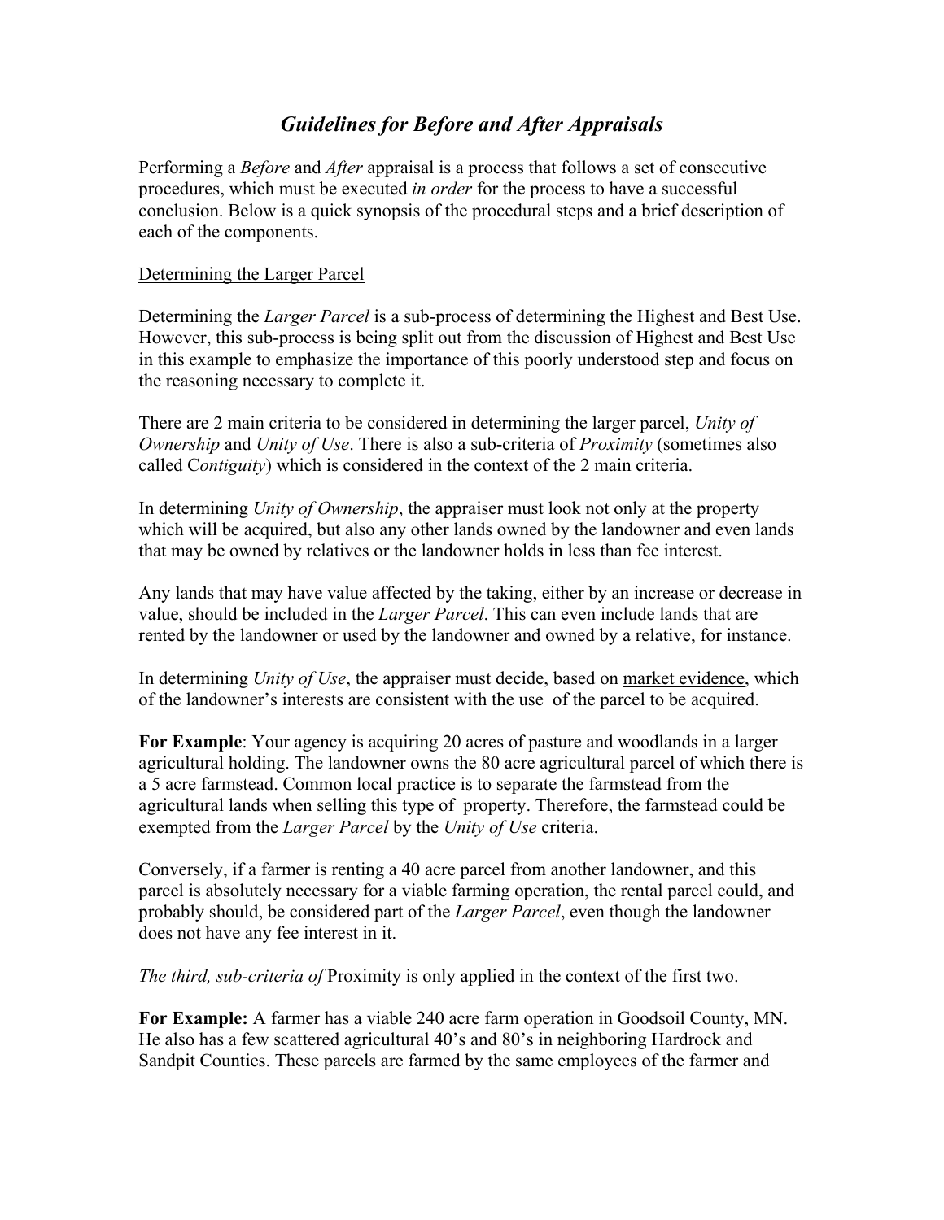# *Guidelines for Before and After Appraisals*

Performing a *Before* and *After* appraisal is a process that follows a set of consecutive procedures, which must be executed *in order* for the process to have a successful conclusion. Below is a quick synopsis of the procedural steps and a brief description of each of the components.

## Determining the Larger Parcel

Determining the *Larger Parcel* is a sub-process of determining the Highest and Best Use. However, this sub-process is being split out from the discussion of Highest and Best Use in this example to emphasize the importance of this poorly understood step and focus on the reasoning necessary to complete it.

There are 2 main criteria to be considered in determining the larger parcel, *Unity of Ownership* and *Unity of Use*. There is also a sub-criteria of *Proximity* (sometimes also called C*ontiguity*) which is considered in the context of the 2 main criteria.

In determining *Unity of Ownership*, the appraiser must look not only at the property which will be acquired, but also any other lands owned by the landowner and even lands that may be owned by relatives or the landowner holds in less than fee interest.

Any lands that may have value affected by the taking, either by an increase or decrease in value, should be included in the *Larger Parcel*. This can even include lands that are rented by the landowner or used by the landowner and owned by a relative, for instance.

In determining *Unity of Use*, the appraiser must decide, based on market evidence, which of the landowner's interests are consistent with the use of the parcel to be acquired.

**For Example**: Your agency is acquiring 20 acres of pasture and woodlands in a larger agricultural holding. The landowner owns the 80 acre agricultural parcel of which there is a 5 acre farmstead. Common local practice is to separate the farmstead from the agricultural lands when selling this type of property. Therefore, the farmstead could be exempted from the *Larger Parcel* by the *Unity of Use* criteria.

Conversely, if a farmer is renting a 40 acre parcel from another landowner, and this parcel is absolutely necessary for a viable farming operation, the rental parcel could, and probably should, be considered part of the *Larger Parcel*, even though the landowner does not have any fee interest in it.

*The third, sub-criteria of* Proximity is only applied in the context of the first two.

**For Example:** A farmer has a viable 240 acre farm operation in Goodsoil County, MN. He also has a few scattered agricultural 40's and 80's in neighboring Hardrock and Sandpit Counties. These parcels are farmed by the same employees of the farmer and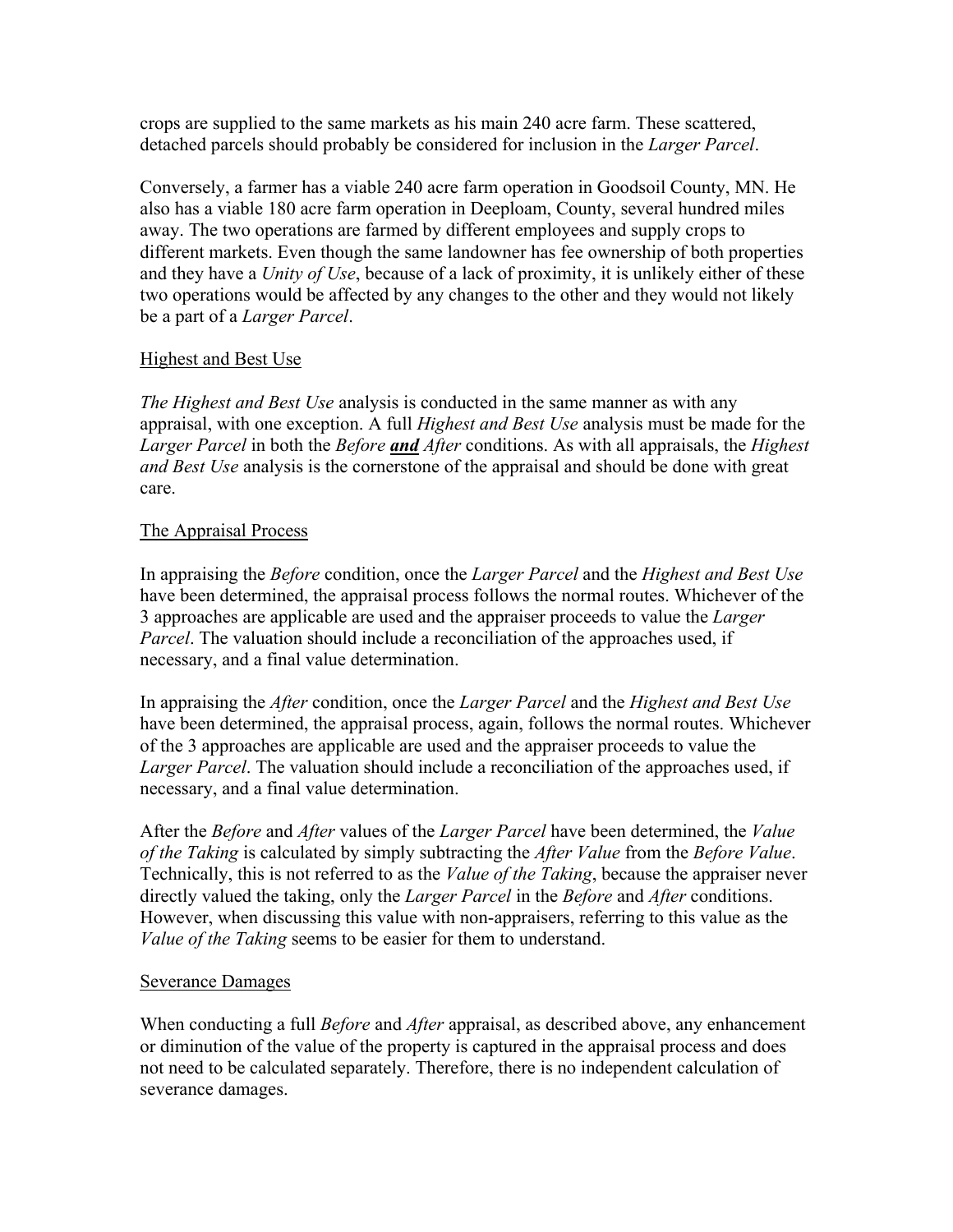crops are supplied to the same markets as his main 240 acre farm. These scattered, detached parcels should probably be considered for inclusion in the *Larger Parcel*.

Conversely, a farmer has a viable 240 acre farm operation in Goodsoil County, MN. He also has a viable 180 acre farm operation in Deeploam, County, several hundred miles away. The two operations are farmed by different employees and supply crops to different markets. Even though the same landowner has fee ownership of both properties and they have a *Unity of Use*, because of a lack of proximity, it is unlikely either of these two operations would be affected by any changes to the other and they would not likely be a part of a *Larger Parcel*.

## Highest and Best Use

*The Highest and Best Use* analysis is conducted in the same manner as with any appraisal, with one exception. A full *Highest and Best Use* analysis must be made for the *Larger Parcel* in both the *Before* ***and*** *After* conditions. As with all appraisals, the *Highest and Best Use* analysis is the cornerstone of the appraisal and should be done with great care.

## The Appraisal Process

In appraising the *Before* condition, once the *Larger Parcel* and the *Highest and Best Use* have been determined, the appraisal process follows the normal routes. Whichever of the 3 approaches are applicable are used and the appraiser proceeds to value the *Larger Parcel*. The valuation should include a reconciliation of the approaches used, if necessary, and a final value determination.

In appraising the *After* condition, once the *Larger Parcel* and the *Highest and Best Use* have been determined, the appraisal process, again, follows the normal routes. Whichever of the 3 approaches are applicable are used and the appraiser proceeds to value the *Larger Parcel*. The valuation should include a reconciliation of the approaches used, if necessary, and a final value determination.

After the *Before* and *After* values of the *Larger Parcel* have been determined, the *Value of the Taking* is calculated by simply subtracting the *After Value* from the *Before Value*. Technically, this is not referred to as the *Value of the Taking*, because the appraiser never directly valued the taking, only the *Larger Parcel* in the *Before* and *After* conditions. However, when discussing this value with non-appraisers, referring to this value as the *Value of the Taking* seems to be easier for them to understand.

## Severance Damages

When conducting a full *Before* and *After* appraisal, as described above, any enhancement or diminution of the value of the property is captured in the appraisal process and does not need to be calculated separately. Therefore, there is no independent calculation of severance damages.